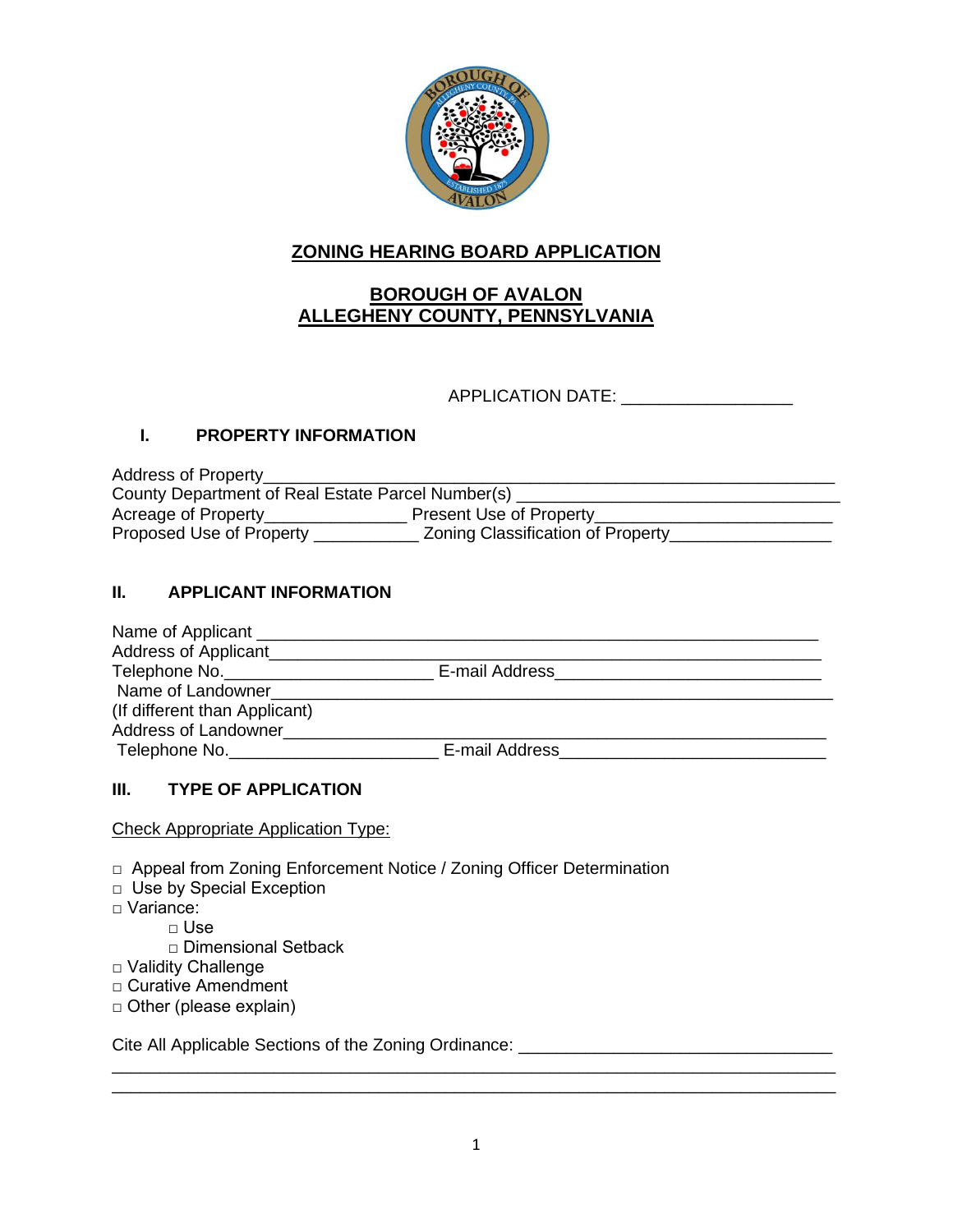# ZONING HEARING BOARD APPLICATION

## BOROUGH OF AVALON
## ALLEGHENY COUNTY, PENNSYLVANIA

APPLICATION DATE: ________________

### I. PROPERTY INFORMATION

Address of Property_______________________________________________________________
County Department of Real Estate Parcel Number(s) ______________________________
Acreage of Property______________ Present Use of Property______________________
Proposed Use of Property __________ Zoning Classification of Property_______________

### II. APPLICANT INFORMATION

Name of Applicant ______________________________________________________________
Address of Applicant_____________________________________________________________
Telephone No.____________________ E-mail Address_________________________
Name of Landowner_______________________________________________________________
(If different than Applicant)
Address of Landowner_____________________________________________________________
Telephone No.____________________ E-mail Address_________________________

### III. TYPE OF APPLICATION

Check Appropriate Application Type:

- □ Appeal from Zoning Enforcement Notice / Zoning Officer Determination
- □ Use by Special Exception
- □ Variance:
  - □ Use
  - □ Dimensional Setback
- □ Validity Challenge
- □ Curative Amendment
- □ Other (please explain)

Cite All Applicable Sections of the Zoning Ordinance: ____________________________
______________________________________________________________________________
______________________________________________________________________________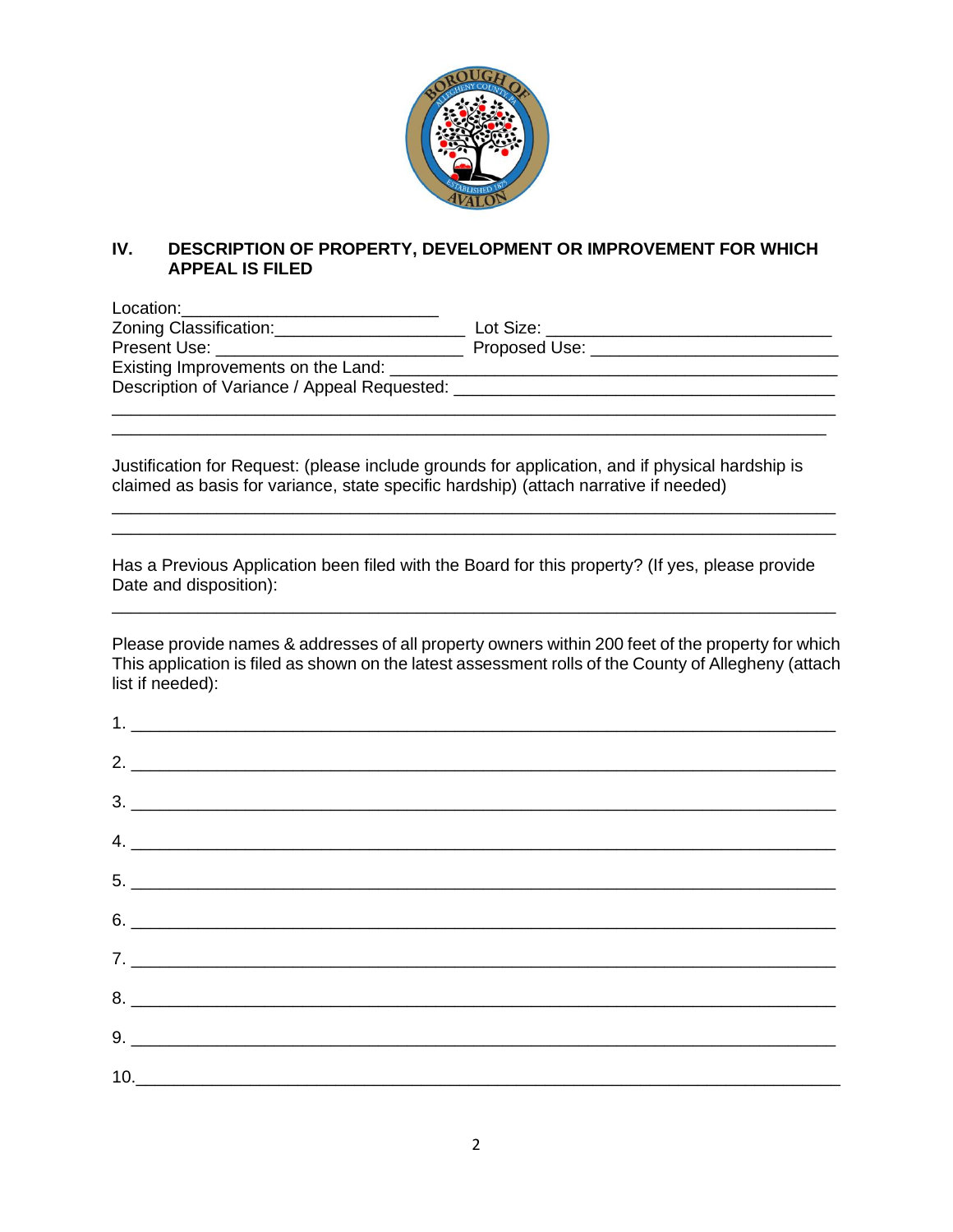## IV. DESCRIPTION OF PROPERTY, DEVELOPMENT OR IMPROVEMENT FOR WHICH APPEAL IS FILED

Location:___________________________

Zoning Classification:____________________ Lot Size: ______________________________

Present Use: __________________________ Proposed Use: _________________________

Existing Improvements on the Land: ______________________________________________

Description of Variance / Appeal Requested: _______________________________________

_________________________________________________________________________

_________________________________________________________________________

Justification for Request: (please include grounds for application, and if physical hardship is claimed as basis for variance, state specific hardship) (attach narrative if needed)

_________________________________________________________________________

_________________________________________________________________________

Has a Previous Application been filed with the Board for this property? (If yes, please provide Date and disposition):

_________________________________________________________________________

Please provide names & addresses of all property owners within 200 feet of the property for which This application is filed as shown on the latest assessment rolls of the County of Allegheny (attach list if needed):

1. _______________________________________________________________________

2. _______________________________________________________________________

3. _______________________________________________________________________

4. _______________________________________________________________________

5. _______________________________________________________________________

6. _______________________________________________________________________

7. _______________________________________________________________________

8. _______________________________________________________________________

9. _______________________________________________________________________

10. ______________________________________________________________________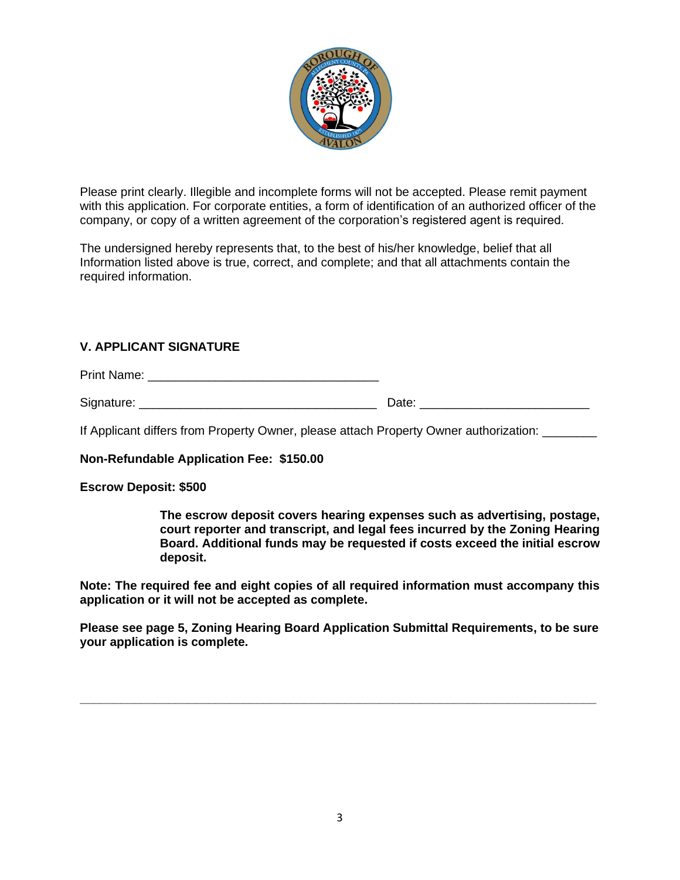Please print clearly. Illegible and incomplete forms will not be accepted. Please remit payment with this application. For corporate entities, a form of identification of an authorized officer of the company, or copy of a written agreement of the corporation's registered agent is required.

The undersigned hereby represents that, to the best of his/her knowledge, belief that all Information listed above is true, correct, and complete; and that all attachments contain the required information.

## V. APPLICANT SIGNATURE

Print Name: ________________________________

Signature: ________________________________ Date: ________________________

If Applicant differs from Property Owner, please attach Property Owner authorization: ________

**Non-Refundable Application Fee: $150.00**

**Escrow Deposit: $500**

> **The escrow deposit covers hearing expenses such as advertising, postage, court reporter and transcript, and legal fees incurred by the Zoning Hearing Board. Additional funds may be requested if costs exceed the initial escrow deposit.**

**Note: The required fee and eight copies of all required information must accompany this application or it will not be accepted as complete.**

**Please see page 5, Zoning Hearing Board Application Submittal Requirements, to be sure your application is complete.**

---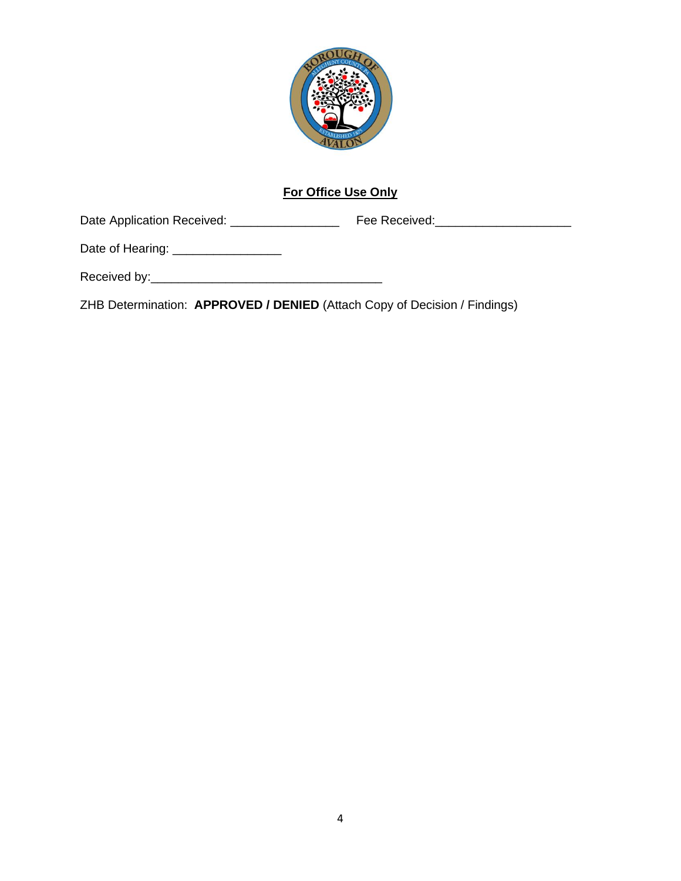**For Office Use Only**

Date Application Received: ________________ Fee Received:____________________

Date of Hearing: ________________

Received by:__________________________________

ZHB Determination: **APPROVED / DENIED** (Attach Copy of Decision / Findings)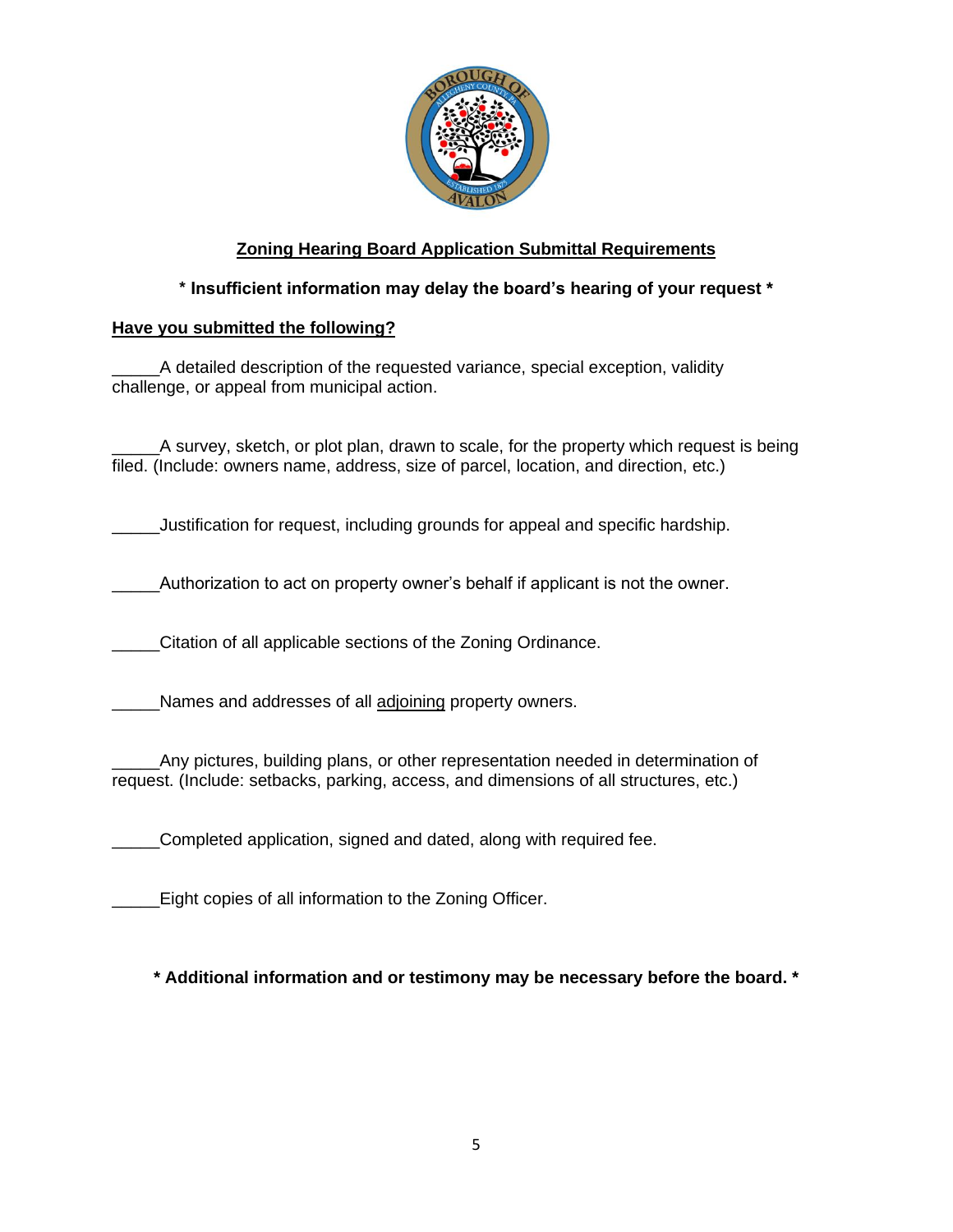## Zoning Hearing Board Application Submittal Requirements

**\* Insufficient information may delay the board's hearing of your request \***

**Have you submitted the following?**

_____A detailed description of the requested variance, special exception, validity challenge, or appeal from municipal action.

_____A survey, sketch, or plot plan, drawn to scale, for the property which request is being filed. (Include: owners name, address, size of parcel, location, and direction, etc.)

_____Justification for request, including grounds for appeal and specific hardship.

_____Authorization to act on property owner's behalf if applicant is not the owner.

_____Citation of all applicable sections of the Zoning Ordinance.

_____Names and addresses of all adjoining property owners.

_____Any pictures, building plans, or other representation needed in determination of request. (Include: setbacks, parking, access, and dimensions of all structures, etc.)

_____Completed application, signed and dated, along with required fee.

_____Eight copies of all information to the Zoning Officer.

**\* Additional information and or testimony may be necessary before the board. \***